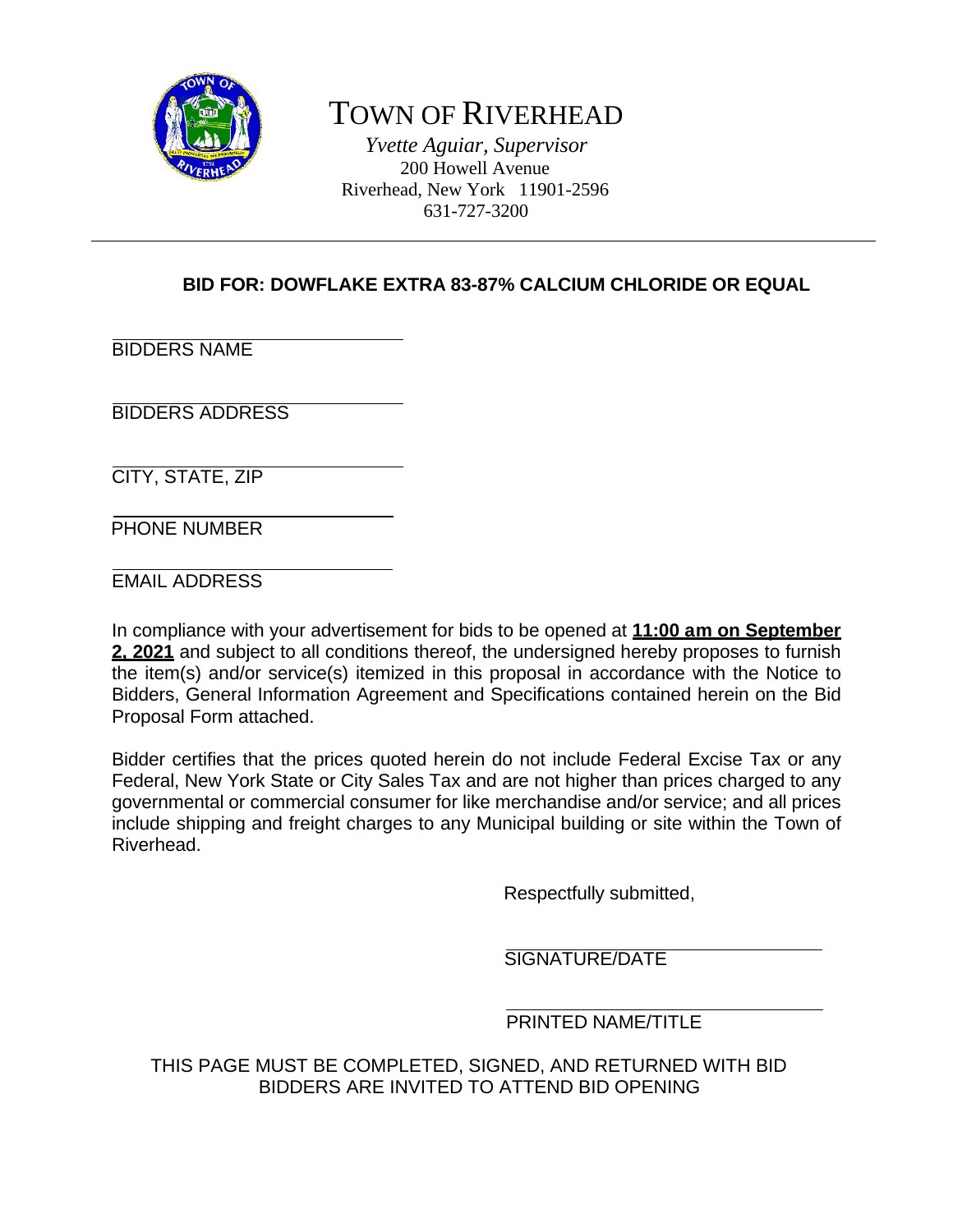# TOWN OF RIVERHEAD

*Yvette Aguiar, Supervisor*
200 Howell Avenue
Riverhead, New York 11901-2596
631-727-3200

---

**BID FOR: DOWFLAKE EXTRA 83-87% CALCIUM CHLORIDE OR EQUAL**

______________________________
BIDDERS NAME

______________________________
BIDDERS ADDRESS

______________________________
CITY, STATE, ZIP

______________________________
PHONE NUMBER

______________________________
EMAIL ADDRESS

In compliance with your advertisement for bids to be opened at **11:00 am on September 2, 2021** and subject to all conditions thereof, the undersigned hereby proposes to furnish the item(s) and/or service(s) itemized in this proposal in accordance with the Notice to Bidders, General Information Agreement and Specifications contained herein on the Bid Proposal Form attached.

Bidder certifies that the prices quoted herein do not include Federal Excise Tax or any Federal, New York State or City Sales Tax and are not higher than prices charged to any governmental or commercial consumer for like merchandise and/or service; and all prices include shipping and freight charges to any Municipal building or site within the Town of Riverhead.

Respectfully submitted,

______________________________
SIGNATURE/DATE

______________________________
PRINTED NAME/TITLE

THIS PAGE MUST BE COMPLETED, SIGNED, AND RETURNED WITH BID
BIDDERS ARE INVITED TO ATTEND BID OPENING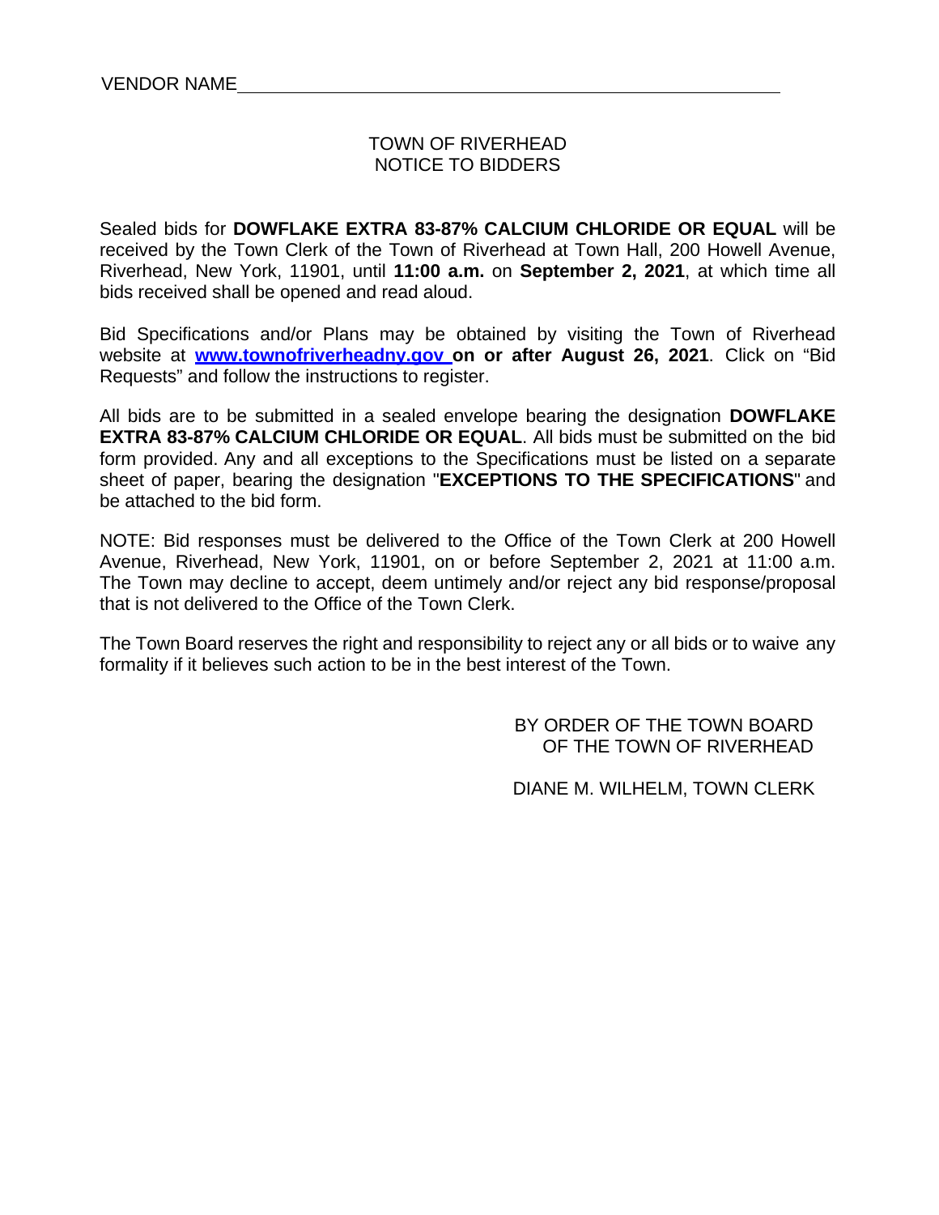VENDOR NAME_______________________________________________

# TOWN OF RIVERHEAD
# NOTICE TO BIDDERS

Sealed bids for **DOWFLAKE EXTRA 83-87% CALCIUM CHLORIDE OR EQUAL** will be received by the Town Clerk of the Town of Riverhead at Town Hall, 200 Howell Avenue, Riverhead, New York, 11901, until **11:00 a.m.** on **September 2, 2021**, at which time all bids received shall be opened and read aloud.

Bid Specifications and/or Plans may be obtained by visiting the Town of Riverhead website at **www.townofriverheadny.gov on or after August 26, 2021**. Click on "Bid Requests" and follow the instructions to register.

All bids are to be submitted in a sealed envelope bearing the designation **DOWFLAKE EXTRA 83-87% CALCIUM CHLORIDE OR EQUAL**. All bids must be submitted on the bid form provided. Any and all exceptions to the Specifications must be listed on a separate sheet of paper, bearing the designation "**EXCEPTIONS TO THE SPECIFICATIONS**" and be attached to the bid form.

NOTE: Bid responses must be delivered to the Office of the Town Clerk at 200 Howell Avenue, Riverhead, New York, 11901, on or before September 2, 2021 at 11:00 a.m. The Town may decline to accept, deem untimely and/or reject any bid response/proposal that is not delivered to the Office of the Town Clerk.

The Town Board reserves the right and responsibility to reject any or all bids or to waive any formality if it believes such action to be in the best interest of the Town.

BY ORDER OF THE TOWN BOARD
OF THE TOWN OF RIVERHEAD

DIANE M. WILHELM, TOWN CLERK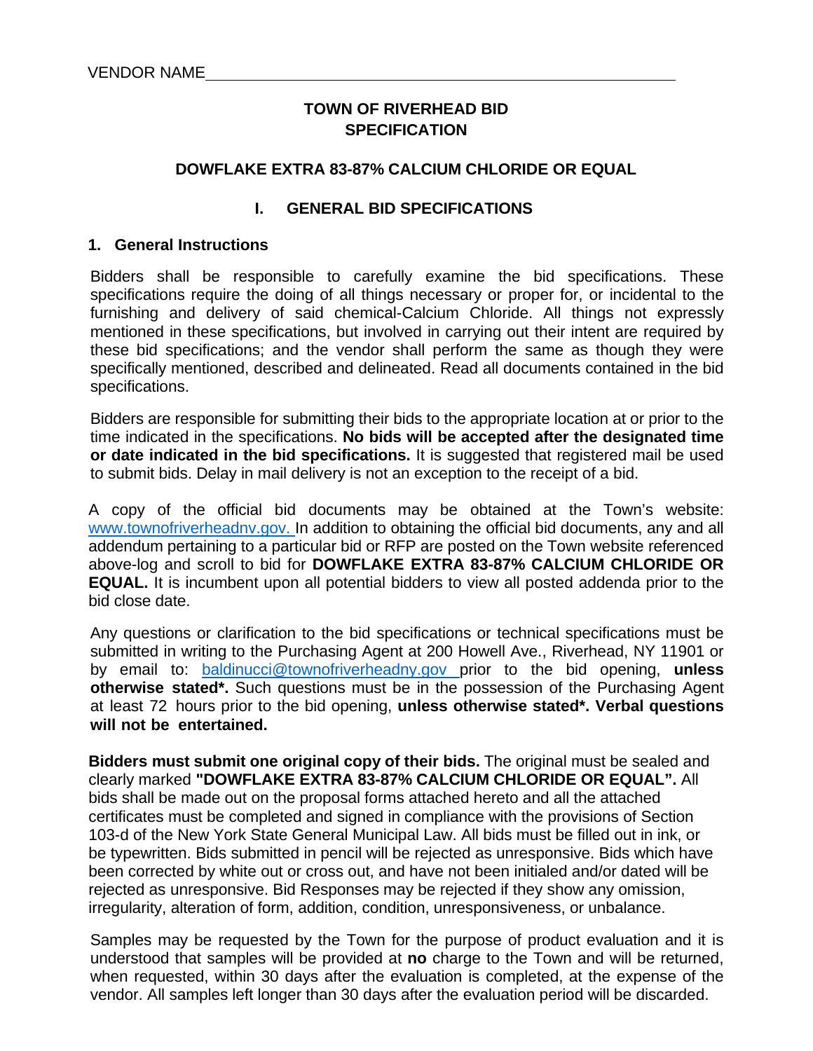VENDOR NAME\_\_\_\_\_\_\_\_\_\_\_\_\_\_\_\_\_\_\_\_\_\_\_\_\_\_\_\_\_\_\_\_\_\_\_\_\_\_\_\_\_\_\_\_\_\_\_\_

**TOWN OF RIVERHEAD BID SPECIFICATION**

**DOWFLAKE EXTRA 83-87% CALCIUM CHLORIDE OR EQUAL**

# I. GENERAL BID SPECIFICATIONS

## 1. General Instructions

Bidders shall be responsible to carefully examine the bid specifications. These specifications require the doing of all things necessary or proper for, or incidental to the furnishing and delivery of said chemical-Calcium Chloride. All things not expressly mentioned in these specifications, but involved in carrying out their intent are required by these bid specifications; and the vendor shall perform the same as though they were specifically mentioned, described and delineated. Read all documents contained in the bid specifications.

Bidders are responsible for submitting their bids to the appropriate location at or prior to the time indicated in the specifications. **No bids will be accepted after the designated time or date indicated in the bid specifications.** It is suggested that registered mail be used to submit bids. Delay in mail delivery is not an exception to the receipt of a bid.

A copy of the official bid documents may be obtained at the Town's website: www.townofriverheadnv.gov. In addition to obtaining the official bid documents, any and all addendum pertaining to a particular bid or RFP are posted on the Town website referenced above-log and scroll to bid for **DOWFLAKE EXTRA 83-87% CALCIUM CHLORIDE OR EQUAL.** It is incumbent upon all potential bidders to view all posted addenda prior to the bid close date.

Any questions or clarification to the bid specifications or technical specifications must be submitted in writing to the Purchasing Agent at 200 Howell Ave., Riverhead, NY 11901 or by email to: baldinucci@townofriverheadny.gov prior to the bid opening, **unless otherwise stated\*.** Such questions must be in the possession of the Purchasing Agent at least 72 hours prior to the bid opening, **unless otherwise stated\*. Verbal questions will not be entertained.**

**Bidders must submit one original copy of their bids.** The original must be sealed and clearly marked **"DOWFLAKE EXTRA 83-87% CALCIUM CHLORIDE OR EQUAL".** All bids shall be made out on the proposal forms attached hereto and all the attached certificates must be completed and signed in compliance with the provisions of Section 103-d of the New York State General Municipal Law. All bids must be filled out in ink, or be typewritten. Bids submitted in pencil will be rejected as unresponsive. Bids which have been corrected by white out or cross out, and have not been initialed and/or dated will be rejected as unresponsive. Bid Responses may be rejected if they show any omission, irregularity, alteration of form, addition, condition, unresponsiveness, or unbalance.

Samples may be requested by the Town for the purpose of product evaluation and it is understood that samples will be provided at **no** charge to the Town and will be returned, when requested, within 30 days after the evaluation is completed, at the expense of the vendor. All samples left longer than 30 days after the evaluation period will be discarded.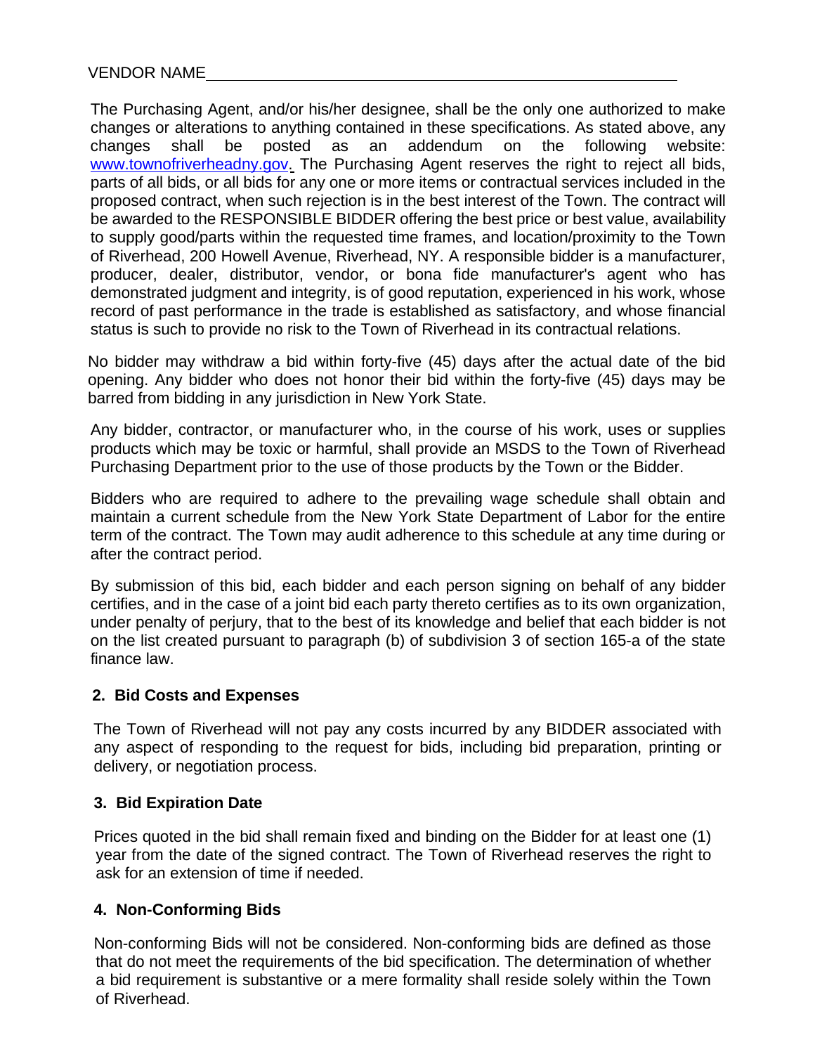VENDOR NAME\_\_\_\_\_\_\_\_\_\_\_\_\_\_\_\_\_\_\_\_\_\_\_\_\_\_\_\_\_\_\_\_\_\_\_\_\_\_\_\_

The Purchasing Agent, and/or his/her designee, shall be the only one authorized to make changes or alterations to anything contained in these specifications. As stated above, any changes shall be posted as an addendum on the following website: www.townofriverheadny.gov. The Purchasing Agent reserves the right to reject all bids, parts of all bids, or all bids for any one or more items or contractual services included in the proposed contract, when such rejection is in the best interest of the Town. The contract will be awarded to the RESPONSIBLE BIDDER offering the best price or best value, availability to supply good/parts within the requested time frames, and location/proximity to the Town of Riverhead, 200 Howell Avenue, Riverhead, NY. A responsible bidder is a manufacturer, producer, dealer, distributor, vendor, or bona fide manufacturer's agent who has demonstrated judgment and integrity, is of good reputation, experienced in his work, whose record of past performance in the trade is established as satisfactory, and whose financial status is such to provide no risk to the Town of Riverhead in its contractual relations.

No bidder may withdraw a bid within forty-five (45) days after the actual date of the bid opening. Any bidder who does not honor their bid within the forty-five (45) days may be barred from bidding in any jurisdiction in New York State.

Any bidder, contractor, or manufacturer who, in the course of his work, uses or supplies products which may be toxic or harmful, shall provide an MSDS to the Town of Riverhead Purchasing Department prior to the use of those products by the Town or the Bidder.

Bidders who are required to adhere to the prevailing wage schedule shall obtain and maintain a current schedule from the New York State Department of Labor for the entire term of the contract. The Town may audit adherence to this schedule at any time during or after the contract period.

By submission of this bid, each bidder and each person signing on behalf of any bidder certifies, and in the case of a joint bid each party thereto certifies as to its own organization, under penalty of perjury, that to the best of its knowledge and belief that each bidder is not on the list created pursuant to paragraph (b) of subdivision 3 of section 165-a of the state finance law.

### 2. Bid Costs and Expenses

The Town of Riverhead will not pay any costs incurred by any BIDDER associated with any aspect of responding to the request for bids, including bid preparation, printing or delivery, or negotiation process.

### 3. Bid Expiration Date

Prices quoted in the bid shall remain fixed and binding on the Bidder for at least one (1) year from the date of the signed contract. The Town of Riverhead reserves the right to ask for an extension of time if needed.

### 4. Non-Conforming Bids

Non-conforming Bids will not be considered. Non-conforming bids are defined as those that do not meet the requirements of the bid specification. The determination of whether a bid requirement is substantive or a mere formality shall reside solely within the Town of Riverhead.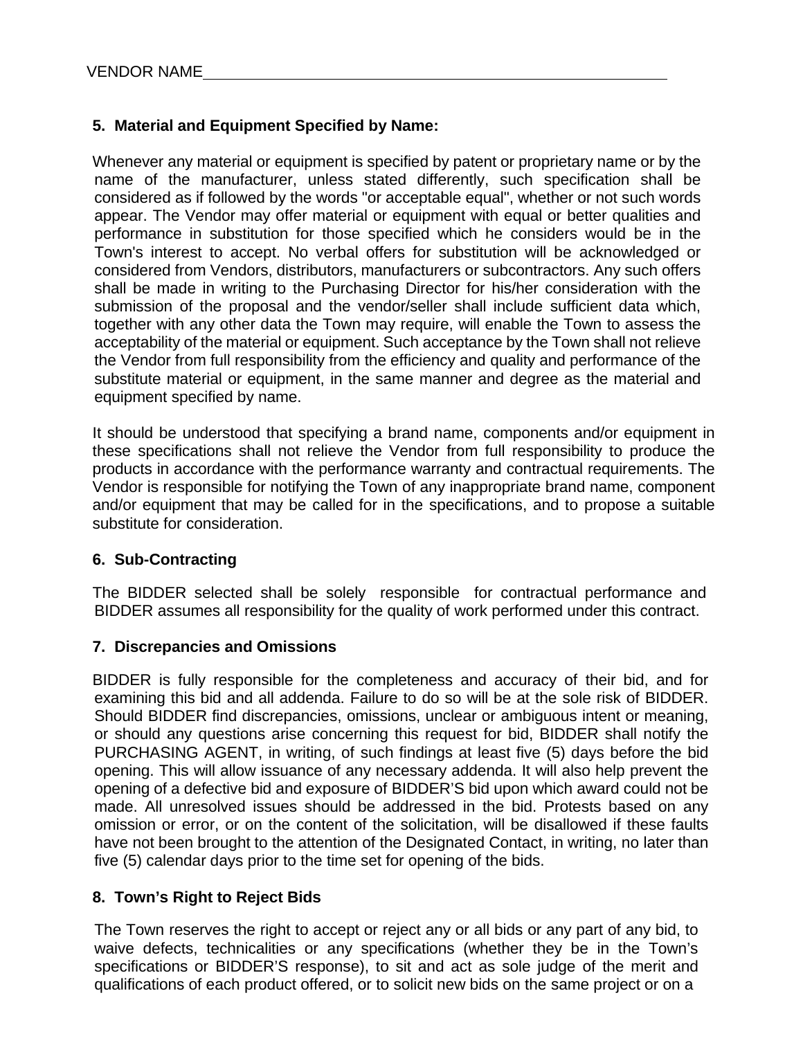VENDOR NAME_______________________________________________

**5. Material and Equipment Specified by Name:**

Whenever any material or equipment is specified by patent or proprietary name or by the name of the manufacturer, unless stated differently, such specification shall be considered as if followed by the words "or acceptable equal", whether or not such words appear. The Vendor may offer material or equipment with equal or better qualities and performance in substitution for those specified which he considers would be in the Town's interest to accept. No verbal offers for substitution will be acknowledged or considered from Vendors, distributors, manufacturers or subcontractors. Any such offers shall be made in writing to the Purchasing Director for his/her consideration with the submission of the proposal and the vendor/seller shall include sufficient data which, together with any other data the Town may require, will enable the Town to assess the acceptability of the material or equipment. Such acceptance by the Town shall not relieve the Vendor from full responsibility from the efficiency and quality and performance of the substitute material or equipment, in the same manner and degree as the material and equipment specified by name.

It should be understood that specifying a brand name, components and/or equipment in these specifications shall not relieve the Vendor from full responsibility to produce the products in accordance with the performance warranty and contractual requirements. The Vendor is responsible for notifying the Town of any inappropriate brand name, component and/or equipment that may be called for in the specifications, and to propose a suitable substitute for consideration.

**6. Sub-Contracting**

The BIDDER selected shall be solely responsible for contractual performance and BIDDER assumes all responsibility for the quality of work performed under this contract.

**7. Discrepancies and Omissions**

BIDDER is fully responsible for the completeness and accuracy of their bid, and for examining this bid and all addenda. Failure to do so will be at the sole risk of BIDDER. Should BIDDER find discrepancies, omissions, unclear or ambiguous intent or meaning, or should any questions arise concerning this request for bid, BIDDER shall notify the PURCHASING AGENT, in writing, of such findings at least five (5) days before the bid opening. This will allow issuance of any necessary addenda. It will also help prevent the opening of a defective bid and exposure of BIDDER'S bid upon which award could not be made. All unresolved issues should be addressed in the bid. Protests based on any omission or error, or on the content of the solicitation, will be disallowed if these faults have not been brought to the attention of the Designated Contact, in writing, no later than five (5) calendar days prior to the time set for opening of the bids.

**8. Town's Right to Reject Bids**

The Town reserves the right to accept or reject any or all bids or any part of any bid, to waive defects, technicalities or any specifications (whether they be in the Town's specifications or BIDDER'S response), to sit and act as sole judge of the merit and qualifications of each product offered, or to solicit new bids on the same project or on a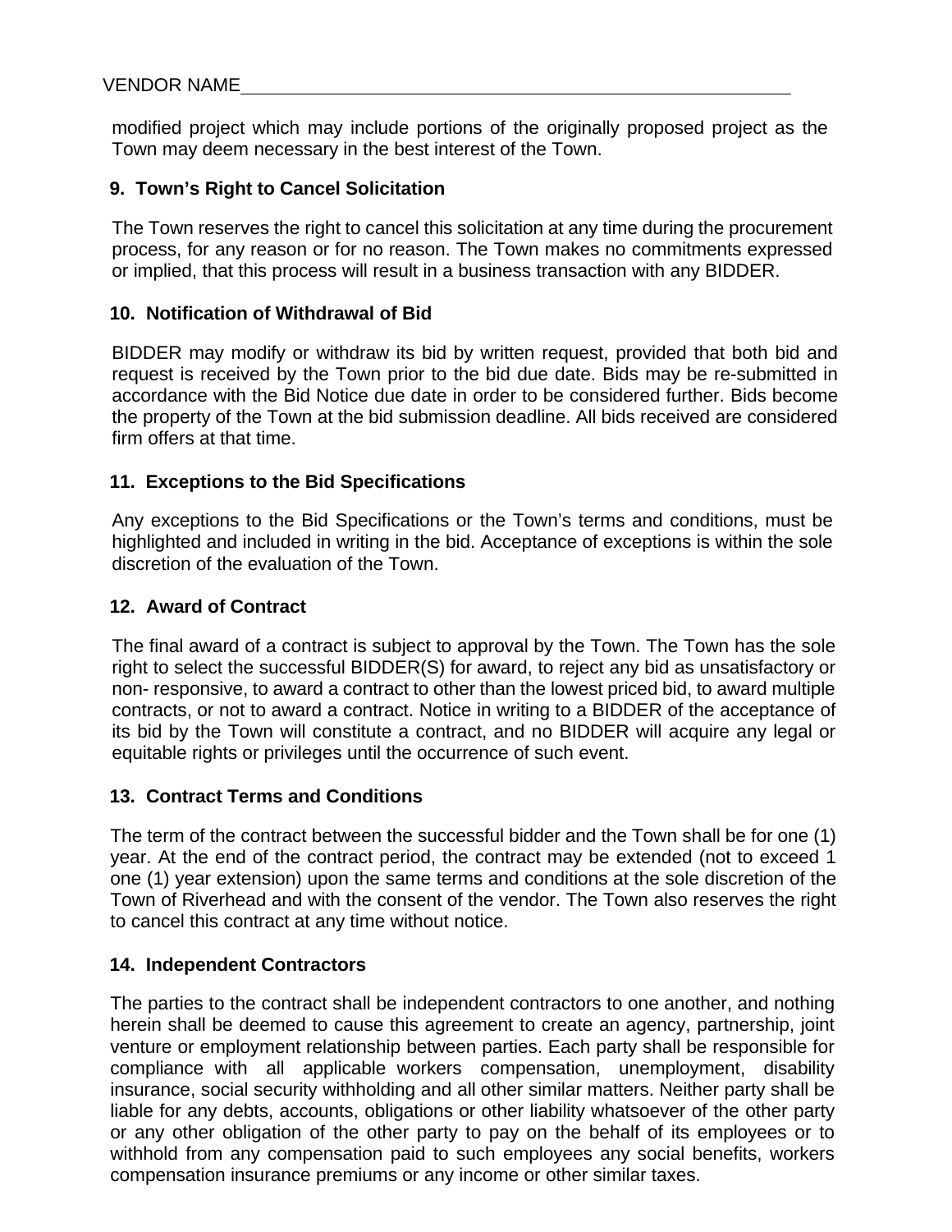VENDOR NAME\_\_\_\_\_\_\_\_\_\_\_\_\_\_\_\_\_\_\_\_\_\_\_\_\_\_\_\_\_\_\_\_\_\_\_\_\_\_\_\_\_\_\_\_\_\_\_\_\_\_\_\_

modified project which may include portions of the originally proposed project as the Town may deem necessary in the best interest of the Town.

### 9. Town's Right to Cancel Solicitation

The Town reserves the right to cancel this solicitation at any time during the procurement process, for any reason or for no reason. The Town makes no commitments expressed or implied, that this process will result in a business transaction with any BIDDER.

### 10. Notification of Withdrawal of Bid

BIDDER may modify or withdraw its bid by written request, provided that both bid and request is received by the Town prior to the bid due date. Bids may be re-submitted in accordance with the Bid Notice due date in order to be considered further. Bids become the property of the Town at the bid submission deadline. All bids received are considered firm offers at that time.

### 11. Exceptions to the Bid Specifications

Any exceptions to the Bid Specifications or the Town's terms and conditions, must be highlighted and included in writing in the bid. Acceptance of exceptions is within the sole discretion of the evaluation of the Town.

### 12. Award of Contract

The final award of a contract is subject to approval by the Town. The Town has the sole right to select the successful BIDDER(S) for award, to reject any bid as unsatisfactory or non- responsive, to award a contract to other than the lowest priced bid, to award multiple contracts, or not to award a contract. Notice in writing to a BIDDER of the acceptance of its bid by the Town will constitute a contract, and no BIDDER will acquire any legal or equitable rights or privileges until the occurrence of such event.

### 13. Contract Terms and Conditions

The term of the contract between the successful bidder and the Town shall be for one (1) year. At the end of the contract period, the contract may be extended (not to exceed 1 one (1) year extension) upon the same terms and conditions at the sole discretion of the Town of Riverhead and with the consent of the vendor. The Town also reserves the right to cancel this contract at any time without notice.

### 14. Independent Contractors

The parties to the contract shall be independent contractors to one another, and nothing herein shall be deemed to cause this agreement to create an agency, partnership, joint venture or employment relationship between parties. Each party shall be responsible for compliance with all applicable workers compensation, unemployment, disability insurance, social security withholding and all other similar matters. Neither party shall be liable for any debts, accounts, obligations or other liability whatsoever of the other party or any other obligation of the other party to pay on the behalf of its employees or to withhold from any compensation paid to such employees any social benefits, workers compensation insurance premiums or any income or other similar taxes.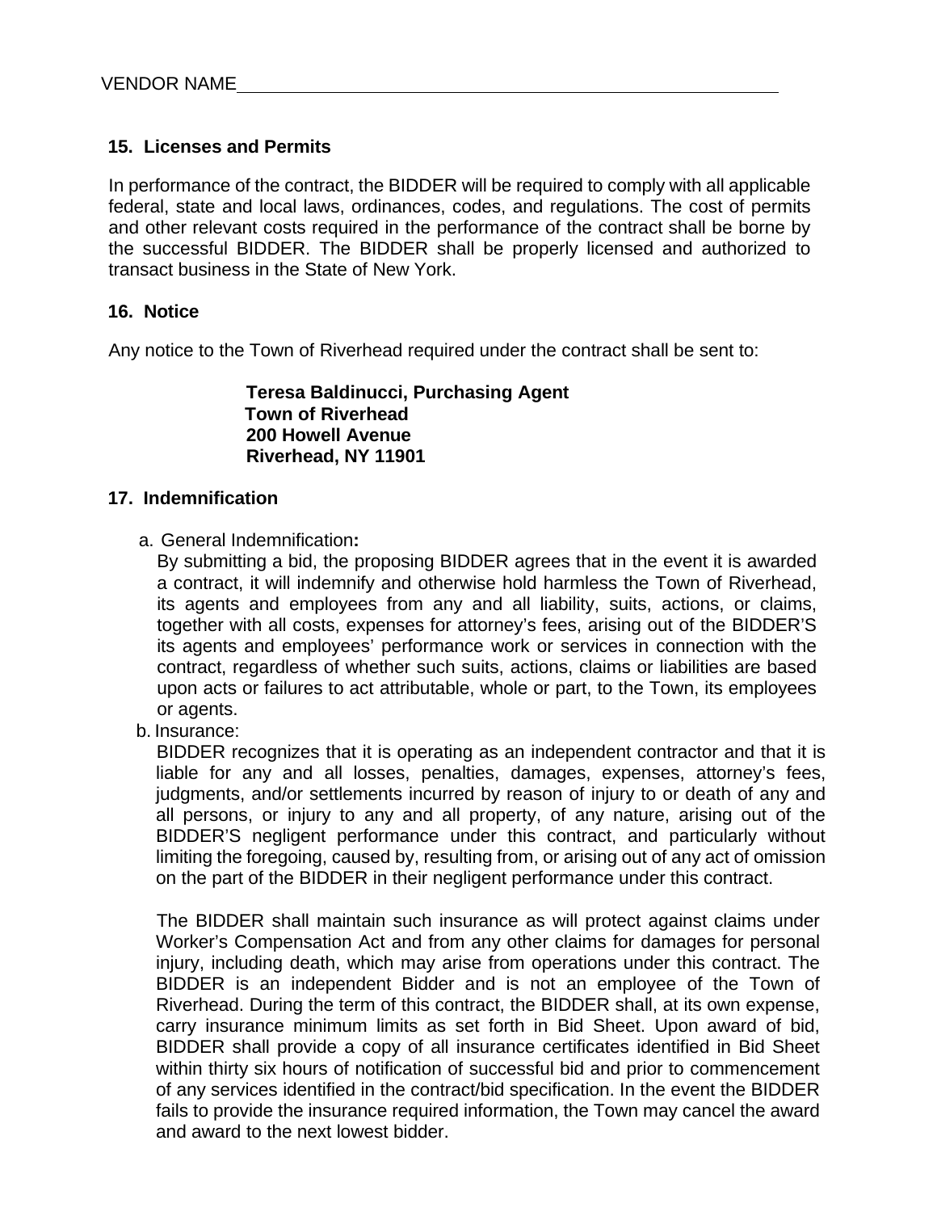VENDOR NAME___________________________________________________

**15. Licenses and Permits**

In performance of the contract, the BIDDER will be required to comply with all applicable federal, state and local laws, ordinances, codes, and regulations. The cost of permits and other relevant costs required in the performance of the contract shall be borne by the successful BIDDER. The BIDDER shall be properly licensed and authorized to transact business in the State of New York.

**16. Notice**

Any notice to the Town of Riverhead required under the contract shall be sent to:

> **Teresa Baldinucci, Purchasing Agent**
> **Town of Riverhead**
> **200 Howell Avenue**
> **Riverhead, NY 11901**

**17. Indemnification**

a. General Indemnification**:**
By submitting a bid, the proposing BIDDER agrees that in the event it is awarded a contract, it will indemnify and otherwise hold harmless the Town of Riverhead, its agents and employees from any and all liability, suits, actions, or claims, together with all costs, expenses for attorney's fees, arising out of the BIDDER'S its agents and employees' performance work or services in connection with the contract, regardless of whether such suits, actions, claims or liabilities are based upon acts or failures to act attributable, whole or part, to the Town, its employees or agents.

b. Insurance:
BIDDER recognizes that it is operating as an independent contractor and that it is liable for any and all losses, penalties, damages, expenses, attorney's fees, judgments, and/or settlements incurred by reason of injury to or death of any and all persons, or injury to any and all property, of any nature, arising out of the BIDDER'S negligent performance under this contract, and particularly without limiting the foregoing, caused by, resulting from, or arising out of any act of omission on the part of the BIDDER in their negligent performance under this contract.

The BIDDER shall maintain such insurance as will protect against claims under Worker's Compensation Act and from any other claims for damages for personal injury, including death, which may arise from operations under this contract. The BIDDER is an independent Bidder and is not an employee of the Town of Riverhead. During the term of this contract, the BIDDER shall, at its own expense, carry insurance minimum limits as set forth in Bid Sheet. Upon award of bid, BIDDER shall provide a copy of all insurance certificates identified in Bid Sheet within thirty six hours of notification of successful bid and prior to commencement of any services identified in the contract/bid specification. In the event the BIDDER fails to provide the insurance required information, the Town may cancel the award and award to the next lowest bidder.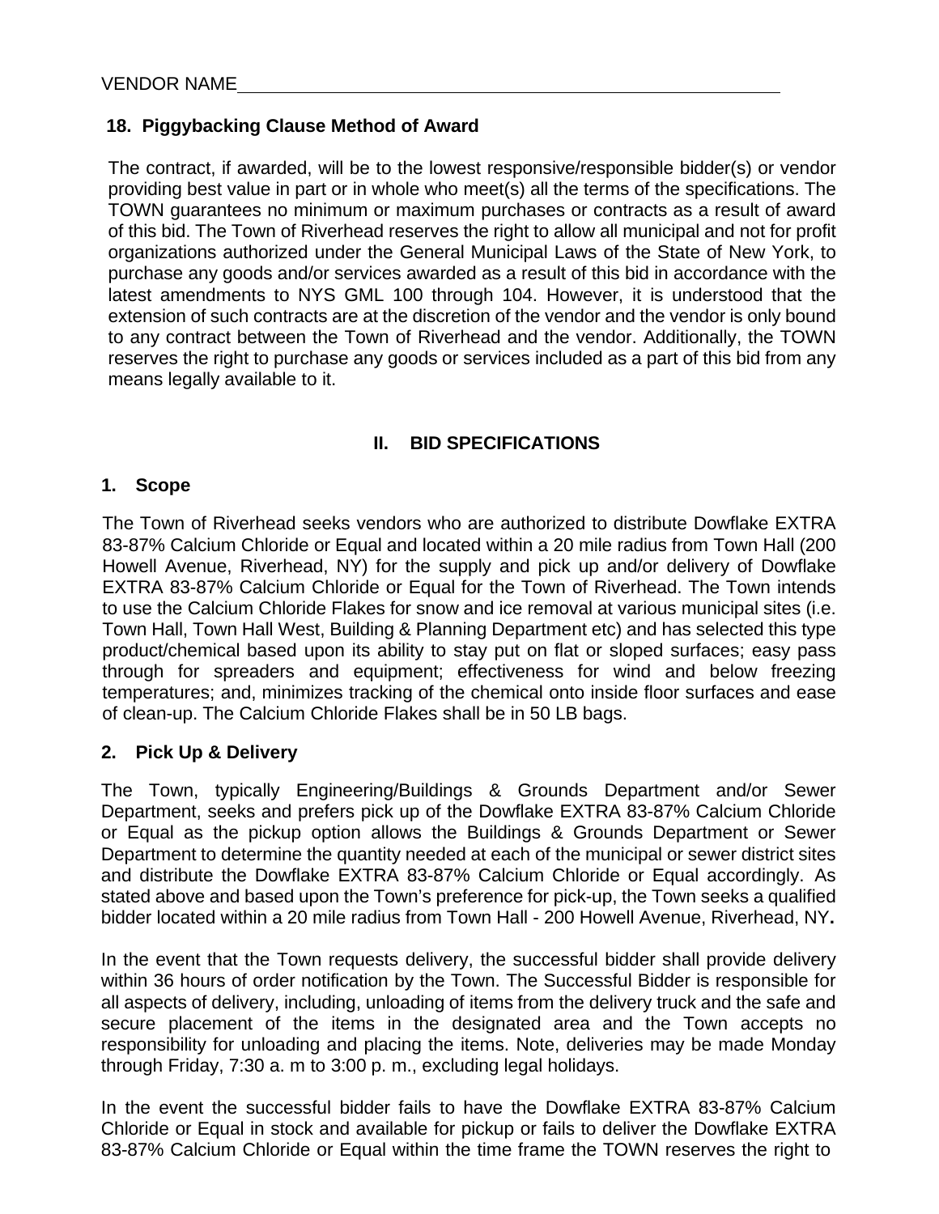VENDOR NAME_______________________________________________________

### 18. Piggybacking Clause Method of Award

The contract, if awarded, will be to the lowest responsive/responsible bidder(s) or vendor providing best value in part or in whole who meet(s) all the terms of the specifications. The TOWN guarantees no minimum or maximum purchases or contracts as a result of award of this bid. The Town of Riverhead reserves the right to allow all municipal and not for profit organizations authorized under the General Municipal Laws of the State of New York, to purchase any goods and/or services awarded as a result of this bid in accordance with the latest amendments to NYS GML 100 through 104. However, it is understood that the extension of such contracts are at the discretion of the vendor and the vendor is only bound to any contract between the Town of Riverhead and the vendor. Additionally, the TOWN reserves the right to purchase any goods or services included as a part of this bid from any means legally available to it.

## II. BID SPECIFICATIONS

### 1. Scope

The Town of Riverhead seeks vendors who are authorized to distribute Dowflake EXTRA 83-87% Calcium Chloride or Equal and located within a 20 mile radius from Town Hall (200 Howell Avenue, Riverhead, NY) for the supply and pick up and/or delivery of Dowflake EXTRA 83-87% Calcium Chloride or Equal for the Town of Riverhead. The Town intends to use the Calcium Chloride Flakes for snow and ice removal at various municipal sites (i.e. Town Hall, Town Hall West, Building & Planning Department etc) and has selected this type product/chemical based upon its ability to stay put on flat or sloped surfaces; easy pass through for spreaders and equipment; effectiveness for wind and below freezing temperatures; and, minimizes tracking of the chemical onto inside floor surfaces and ease of clean-up. The Calcium Chloride Flakes shall be in 50 LB bags.

### 2. Pick Up & Delivery

The Town, typically Engineering/Buildings & Grounds Department and/or Sewer Department, seeks and prefers pick up of the Dowflake EXTRA 83-87% Calcium Chloride or Equal as the pickup option allows the Buildings & Grounds Department or Sewer Department to determine the quantity needed at each of the municipal or sewer district sites and distribute the Dowflake EXTRA 83-87% Calcium Chloride or Equal accordingly. As stated above and based upon the Town's preference for pick-up, the Town seeks a qualified bidder located within a 20 mile radius from Town Hall - 200 Howell Avenue, Riverhead, NY**.**

In the event that the Town requests delivery, the successful bidder shall provide delivery within 36 hours of order notification by the Town. The Successful Bidder is responsible for all aspects of delivery, including, unloading of items from the delivery truck and the safe and secure placement of the items in the designated area and the Town accepts no responsibility for unloading and placing the items. Note, deliveries may be made Monday through Friday, 7:30 a. m to 3:00 p. m., excluding legal holidays.

In the event the successful bidder fails to have the Dowflake EXTRA 83-87% Calcium Chloride or Equal in stock and available for pickup or fails to deliver the Dowflake EXTRA 83-87% Calcium Chloride or Equal within the time frame the TOWN reserves the right to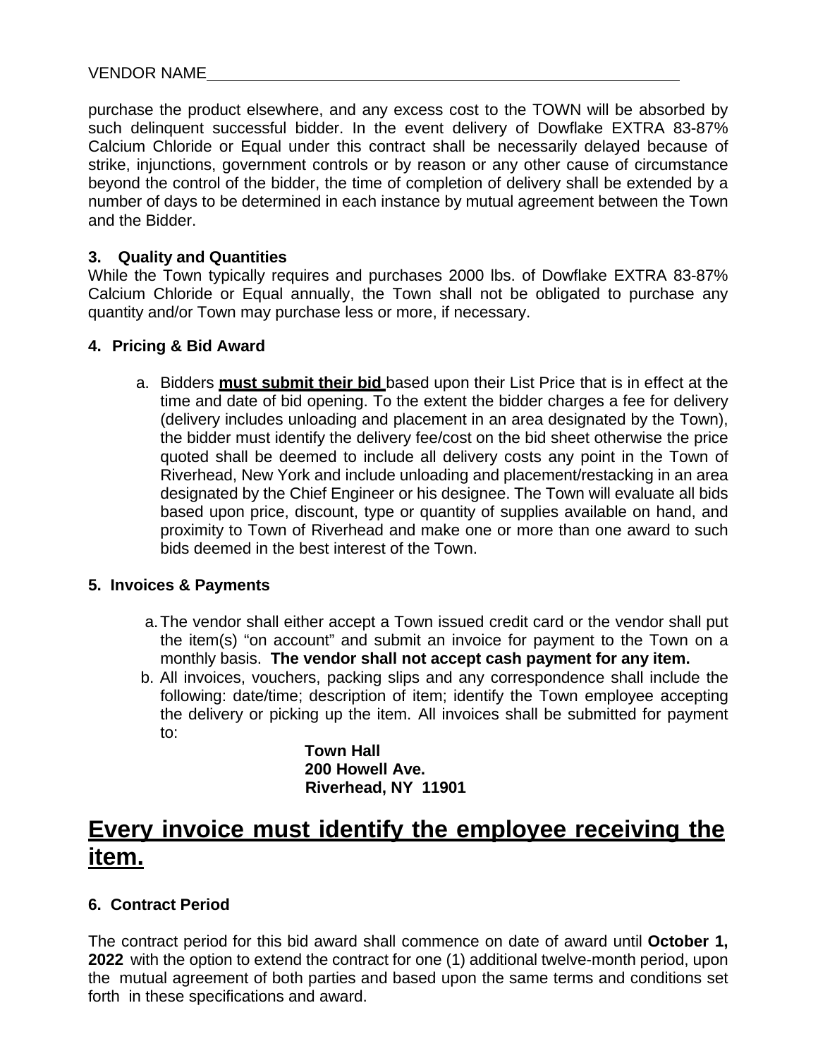VENDOR NAME\_\_\_\_\_\_\_\_\_\_\_\_\_\_\_\_\_\_\_\_\_\_\_\_\_\_\_\_\_\_\_\_\_\_\_\_\_\_\_\_\_\_\_\_\_\_\_\_\_\_\_\_

purchase the product elsewhere, and any excess cost to the TOWN will be absorbed by such delinquent successful bidder. In the event delivery of Dowflake EXTRA 83-87% Calcium Chloride or Equal under this contract shall be necessarily delayed because of strike, injunctions, government controls or by reason or any other cause of circumstance beyond the control of the bidder, the time of completion of delivery shall be extended by a number of days to be determined in each instance by mutual agreement between the Town and the Bidder.

**3. Quality and Quantities**

While the Town typically requires and purchases 2000 lbs. of Dowflake EXTRA 83-87% Calcium Chloride or Equal annually, the Town shall not be obligated to purchase any quantity and/or Town may purchase less or more, if necessary.

**4. Pricing & Bid Award**

a. Bidders <u>**must submit their bid**</u> based upon their List Price that is in effect at the time and date of bid opening. To the extent the bidder charges a fee for delivery (delivery includes unloading and placement in an area designated by the Town), the bidder must identify the delivery fee/cost on the bid sheet otherwise the price quoted shall be deemed to include all delivery costs any point in the Town of Riverhead, New York and include unloading and placement/restacking in an area designated by the Chief Engineer or his designee. The Town will evaluate all bids based upon price, discount, type or quantity of supplies available on hand, and proximity to Town of Riverhead and make one or more than one award to such bids deemed in the best interest of the Town.

**5. Invoices & Payments**

a. The vendor shall either accept a Town issued credit card or the vendor shall put the item(s) "on account" and submit an invoice for payment to the Town on a monthly basis. **The vendor shall not accept cash payment for any item.**

b. All invoices, vouchers, packing slips and any correspondence shall include the following: date/time; description of item; identify the Town employee accepting the delivery or picking up the item. All invoices shall be submitted for payment to:

**Town Hall**
**200 Howell Ave.**
**Riverhead, NY 11901**

# <u>Every invoice must identify the employee receiving the item.</u>

**6. Contract Period**

The contract period for this bid award shall commence on date of award until **October 1, 2022** with the option to extend the contract for one (1) additional twelve-month period, upon the mutual agreement of both parties and based upon the same terms and conditions set forth in these specifications and award.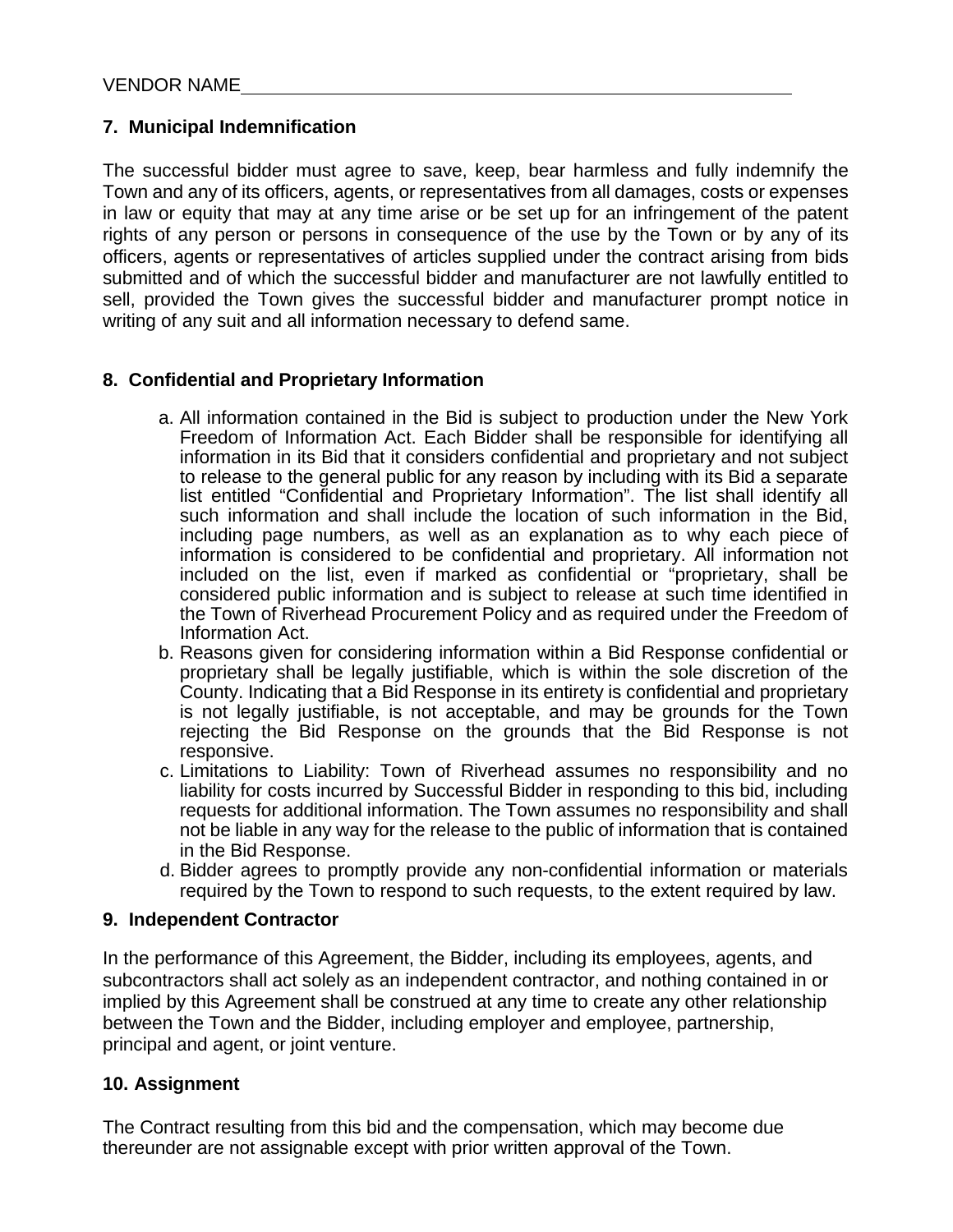VENDOR NAME\_\_\_\_\_\_\_\_\_\_\_\_\_\_\_\_\_\_\_\_\_\_\_\_\_\_\_\_\_\_\_\_\_\_\_\_\_\_\_\_\_\_\_\_\_\_\_\_\_\_\_\_\_\_\_\_

**7. Municipal Indemnification**

The successful bidder must agree to save, keep, bear harmless and fully indemnify the Town and any of its officers, agents, or representatives from all damages, costs or expenses in law or equity that may at any time arise or be set up for an infringement of the patent rights of any person or persons in consequence of the use by the Town or by any of its officers, agents or representatives of articles supplied under the contract arising from bids submitted and of which the successful bidder and manufacturer are not lawfully entitled to sell, provided the Town gives the successful bidder and manufacturer prompt notice in writing of any suit and all information necessary to defend same.

**8. Confidential and Proprietary Information**

a. All information contained in the Bid is subject to production under the New York Freedom of Information Act. Each Bidder shall be responsible for identifying all information in its Bid that it considers confidential and proprietary and not subject to release to the general public for any reason by including with its Bid a separate list entitled "Confidential and Proprietary Information". The list shall identify all such information and shall include the location of such information in the Bid, including page numbers, as well as an explanation as to why each piece of information is considered to be confidential and proprietary. All information not included on the list, even if marked as confidential or "proprietary, shall be considered public information and is subject to release at such time identified in the Town of Riverhead Procurement Policy and as required under the Freedom of Information Act.
b. Reasons given for considering information within a Bid Response confidential or proprietary shall be legally justifiable, which is within the sole discretion of the County. Indicating that a Bid Response in its entirety is confidential and proprietary is not legally justifiable, is not acceptable, and may be grounds for the Town rejecting the Bid Response on the grounds that the Bid Response is not responsive.
c. Limitations to Liability: Town of Riverhead assumes no responsibility and no liability for costs incurred by Successful Bidder in responding to this bid, including requests for additional information. The Town assumes no responsibility and shall not be liable in any way for the release to the public of information that is contained in the Bid Response.
d. Bidder agrees to promptly provide any non-confidential information or materials required by the Town to respond to such requests, to the extent required by law.

**9. Independent Contractor**

In the performance of this Agreement, the Bidder, including its employees, agents, and subcontractors shall act solely as an independent contractor, and nothing contained in or implied by this Agreement shall be construed at any time to create any other relationship between the Town and the Bidder, including employer and employee, partnership, principal and agent, or joint venture.

**10. Assignment**

The Contract resulting from this bid and the compensation, which may become due thereunder are not assignable except with prior written approval of the Town.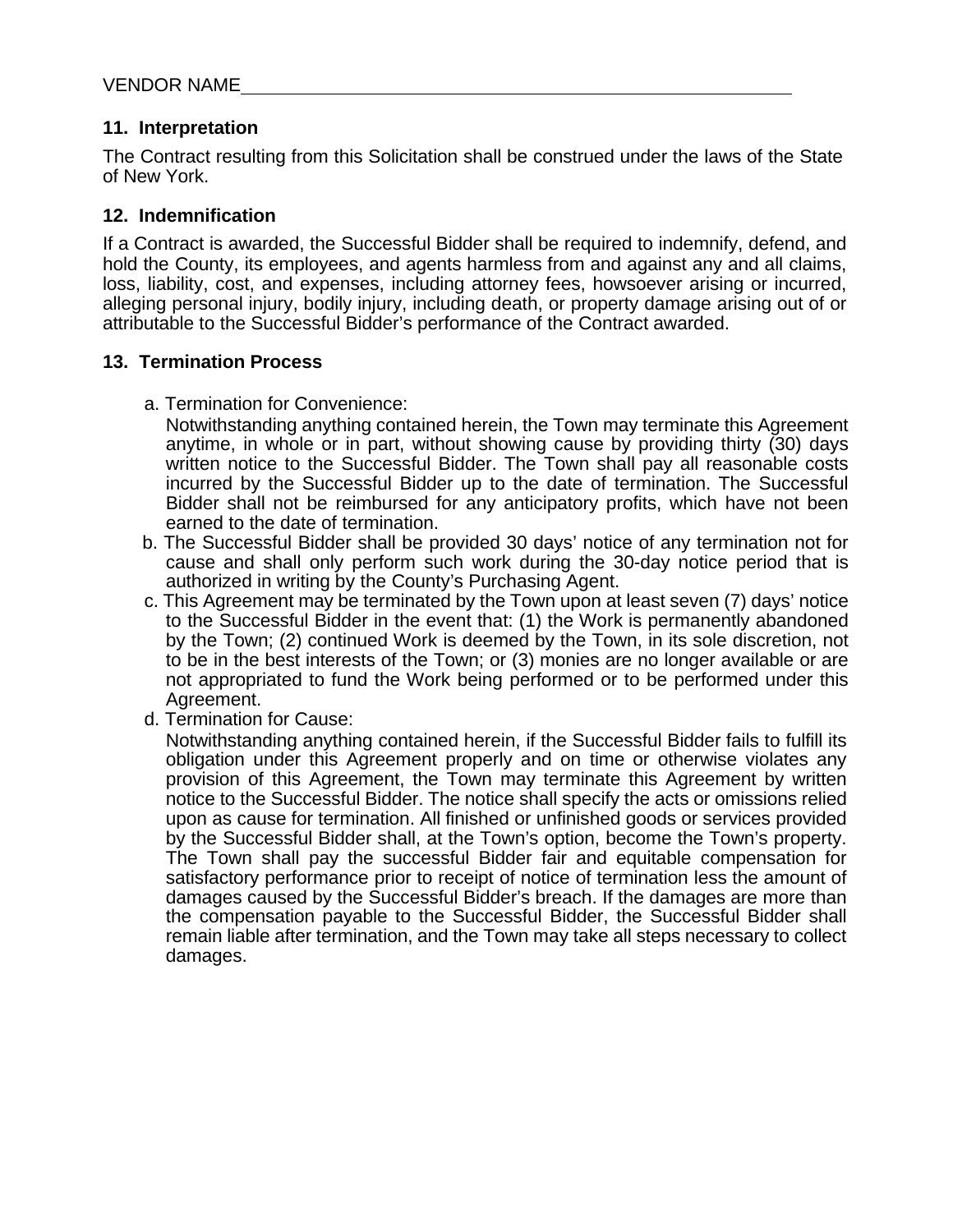VENDOR NAME\_\_\_\_\_\_\_\_\_\_\_\_\_\_\_\_\_\_\_\_\_\_\_\_\_\_\_\_\_\_\_\_\_\_\_\_\_\_\_\_\_\_\_\_\_\_\_\_\_\_

### 11. Interpretation

The Contract resulting from this Solicitation shall be construed under the laws of the State of New York.

### 12. Indemnification

If a Contract is awarded, the Successful Bidder shall be required to indemnify, defend, and hold the County, its employees, and agents harmless from and against any and all claims, loss, liability, cost, and expenses, including attorney fees, howsoever arising or incurred, alleging personal injury, bodily injury, including death, or property damage arising out of or attributable to the Successful Bidder's performance of the Contract awarded.

### 13. Termination Process

a. Termination for Convenience:
   Notwithstanding anything contained herein, the Town may terminate this Agreement anytime, in whole or in part, without showing cause by providing thirty (30) days written notice to the Successful Bidder. The Town shall pay all reasonable costs incurred by the Successful Bidder up to the date of termination. The Successful Bidder shall not be reimbursed for any anticipatory profits, which have not been earned to the date of termination.

b. The Successful Bidder shall be provided 30 days' notice of any termination not for cause and shall only perform such work during the 30-day notice period that is authorized in writing by the County's Purchasing Agent.

c. This Agreement may be terminated by the Town upon at least seven (7) days' notice to the Successful Bidder in the event that: (1) the Work is permanently abandoned by the Town; (2) continued Work is deemed by the Town, in its sole discretion, not to be in the best interests of the Town; or (3) monies are no longer available or are not appropriated to fund the Work being performed or to be performed under this Agreement.

d. Termination for Cause:
   Notwithstanding anything contained herein, if the Successful Bidder fails to fulfill its obligation under this Agreement properly and on time or otherwise violates any provision of this Agreement, the Town may terminate this Agreement by written notice to the Successful Bidder. The notice shall specify the acts or omissions relied upon as cause for termination. All finished or unfinished goods or services provided by the Successful Bidder shall, at the Town's option, become the Town's property. The Town shall pay the successful Bidder fair and equitable compensation for satisfactory performance prior to receipt of notice of termination less the amount of damages caused by the Successful Bidder's breach. If the damages are more than the compensation payable to the Successful Bidder, the Successful Bidder shall remain liable after termination, and the Town may take all steps necessary to collect damages.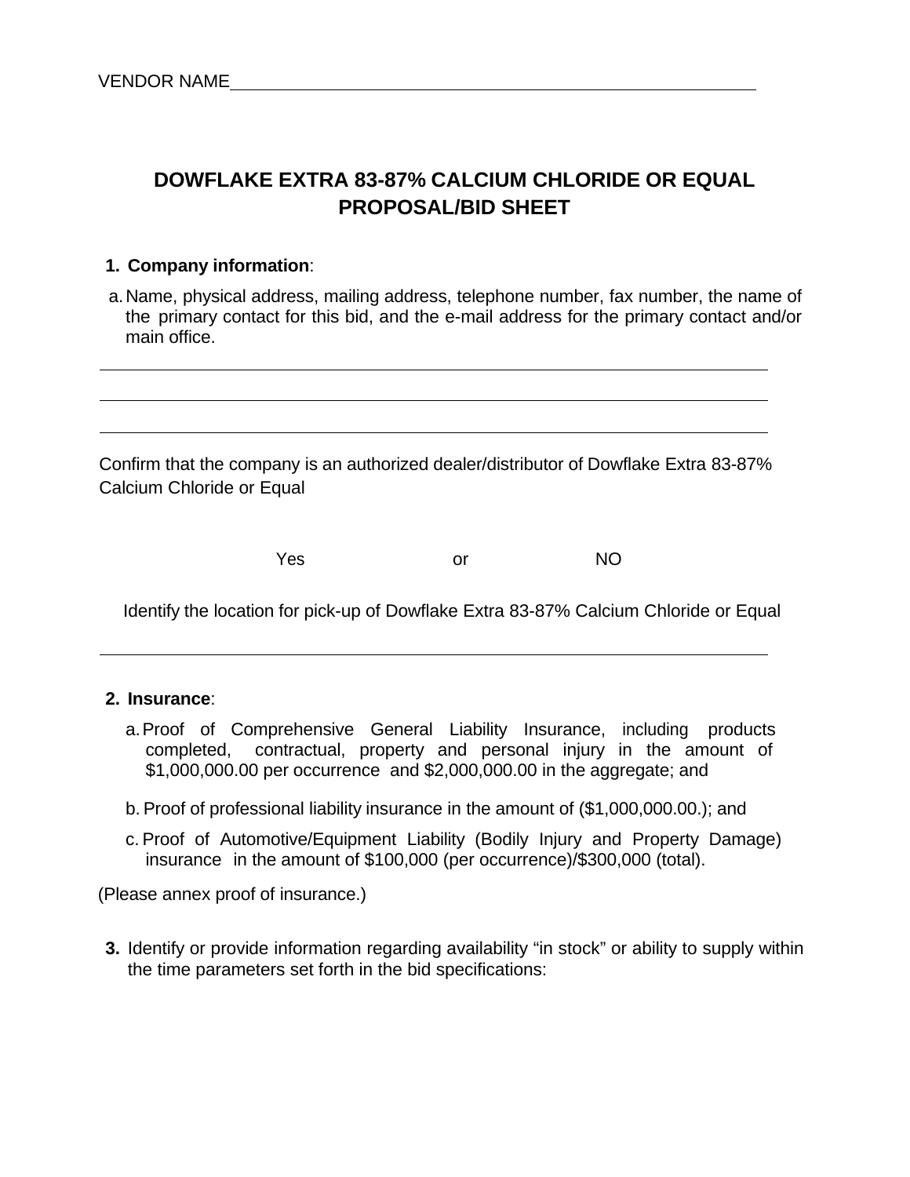VENDOR NAME\_\_\_\_\_\_\_\_\_\_\_\_\_\_\_\_\_\_\_\_\_\_\_\_\_\_\_\_\_\_\_\_\_\_\_\_\_\_\_\_\_\_\_\_\_\_\_\_

# DOWFLAKE EXTRA 83-87% CALCIUM CHLORIDE OR EQUAL PROPOSAL/BID SHEET

1. **Company information**:

   a. Name, physical address, mailing address, telephone number, fax number, the name of the primary contact for this bid, and the e-mail address for the primary contact and/or main office.

\_\_\_\_\_\_\_\_\_\_\_\_\_\_\_\_\_\_\_\_\_\_\_\_\_\_\_\_\_\_\_\_\_\_\_\_\_\_\_\_\_\_\_\_\_\_\_\_\_\_\_\_\_\_\_\_\_\_\_\_

\_\_\_\_\_\_\_\_\_\_\_\_\_\_\_\_\_\_\_\_\_\_\_\_\_\_\_\_\_\_\_\_\_\_\_\_\_\_\_\_\_\_\_\_\_\_\_\_\_\_\_\_\_\_\_\_\_\_\_\_

\_\_\_\_\_\_\_\_\_\_\_\_\_\_\_\_\_\_\_\_\_\_\_\_\_\_\_\_\_\_\_\_\_\_\_\_\_\_\_\_\_\_\_\_\_\_\_\_\_\_\_\_\_\_\_\_\_\_\_\_

Confirm that the company is an authorized dealer/distributor of Dowflake Extra 83-87% Calcium Chloride or Equal

Yes or NO

Identify the location for pick-up of Dowflake Extra 83-87% Calcium Chloride or Equal

\_\_\_\_\_\_\_\_\_\_\_\_\_\_\_\_\_\_\_\_\_\_\_\_\_\_\_\_\_\_\_\_\_\_\_\_\_\_\_\_\_\_\_\_\_\_\_\_\_\_\_\_\_\_\_\_\_\_\_\_

2. **Insurance**:

   a. Proof of Comprehensive General Liability Insurance, including products completed, contractual, property and personal injury in the amount of $1,000,000.00 per occurrence and $2,000,000.00 in the aggregate; and

   b. Proof of professional liability insurance in the amount of ($1,000,000.00.); and

   c. Proof of Automotive/Equipment Liability (Bodily Injury and Property Damage) insurance in the amount of $100,000 (per occurrence)/$300,000 (total).

(Please annex proof of insurance.)

3. Identify or provide information regarding availability "in stock" or ability to supply within the time parameters set forth in the bid specifications: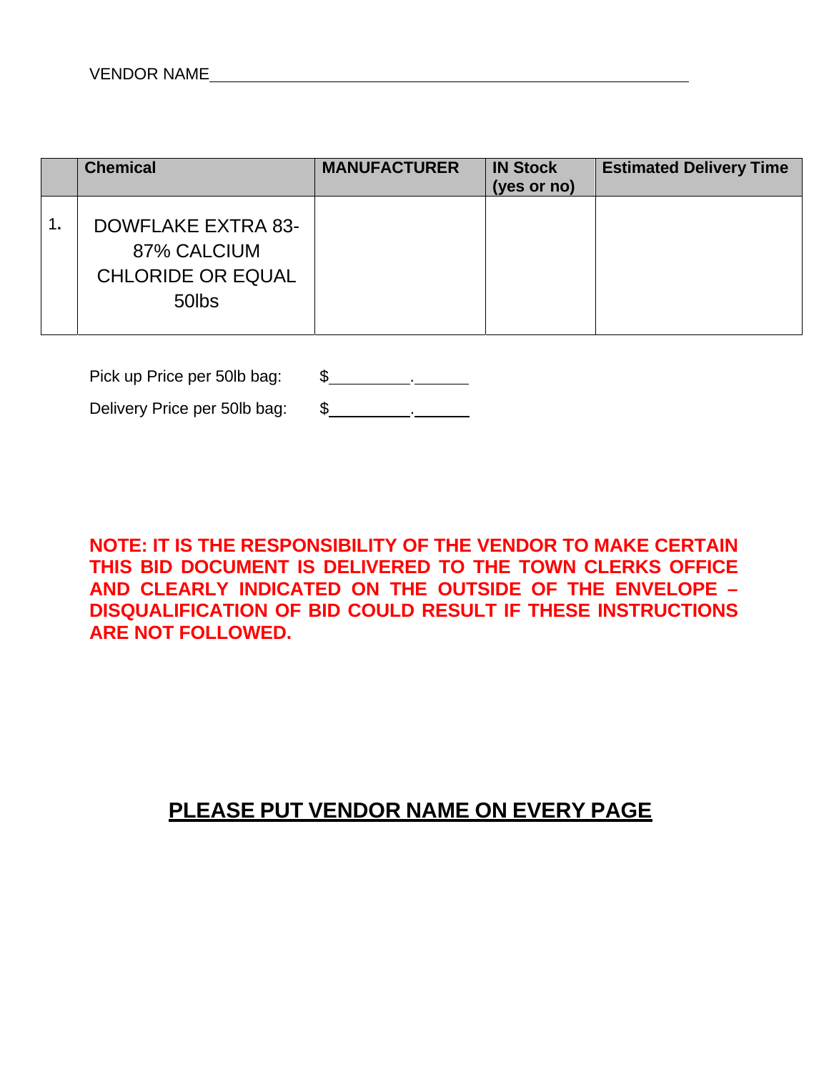VENDOR NAME________________________________________________

| | Chemical | MANUFACTURER | IN Stock (yes or no) | Estimated Delivery Time |
|---|---|---|---|---|
| 1. | DOWFLAKE EXTRA 83-87% CALCIUM CHLORIDE OR EQUAL 50lbs | | | |

Pick up Price per 50lb bag: $_________._______

Delivery Price per 50lb bag: $_________._______

**NOTE: IT IS THE RESPONSIBILITY OF THE VENDOR TO MAKE CERTAIN THIS BID DOCUMENT IS DELIVERED TO THE TOWN CLERKS OFFICE AND CLEARLY INDICATED ON THE OUTSIDE OF THE ENVELOPE – DISQUALIFICATION OF BID COULD RESULT IF THESE INSTRUCTIONS ARE NOT FOLLOWED.**

**PLEASE PUT VENDOR NAME ON EVERY PAGE**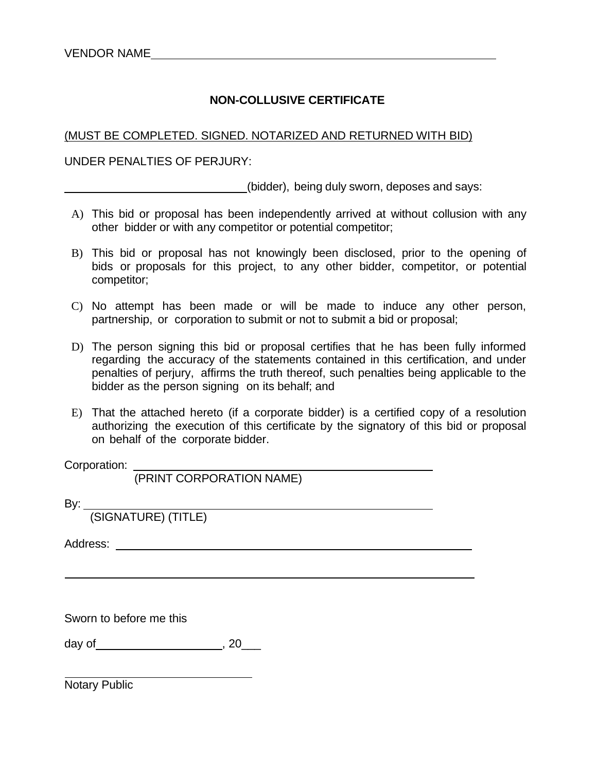VENDOR NAME\_\_\_\_\_\_\_\_\_\_\_\_\_\_\_\_\_\_\_\_\_\_\_\_\_\_\_\_\_\_\_\_\_\_\_\_\_\_\_\_\_\_\_\_\_\_\_\_

## NON-COLLUSIVE CERTIFICATE

<u>(MUST BE COMPLETED. SIGNED. NOTARIZED AND RETURNED WITH BID)</u>

UNDER PENALTIES OF PERJURY:

\_\_\_\_\_\_\_\_\_\_\_\_\_\_\_\_\_\_\_\_\_\_\_\_\_\_\_\_\_\_(bidder), being duly sworn, deposes and says:

A) This bid or proposal has been independently arrived at without collusion with any other bidder or with any competitor or potential competitor;

B) This bid or proposal has not knowingly been disclosed, prior to the opening of bids or proposals for this project, to any other bidder, competitor, or potential competitor;

C) No attempt has been made or will be made to induce any other person, partnership, or corporation to submit or not to submit a bid or proposal;

D) The person signing this bid or proposal certifies that he has been fully informed regarding the accuracy of the statements contained in this certification, and under penalties of perjury, affirms the truth thereof, such penalties being applicable to the bidder as the person signing on its behalf; and

E) That the attached hereto (if a corporate bidder) is a certified copy of a resolution authorizing the execution of this certificate by the signatory of this bid or proposal on behalf of the corporate bidder.

Corporation: \_\_\_\_\_\_\_\_\_\_\_\_\_\_\_\_\_\_\_\_\_\_\_\_\_\_\_\_\_\_\_\_\_\_\_\_\_\_\_\_\_\_\_\_
(PRINT CORPORATION NAME)

By: \_\_\_\_\_\_\_\_\_\_\_\_\_\_\_\_\_\_\_\_\_\_\_\_\_\_\_\_\_\_\_\_\_\_\_\_\_\_\_\_\_\_\_\_\_\_\_\_\_\_\_\_
(SIGNATURE) (TITLE)

Address: \_\_\_\_\_\_\_\_\_\_\_\_\_\_\_\_\_\_\_\_\_\_\_\_\_\_\_\_\_\_\_\_\_\_\_\_\_\_\_\_\_\_\_\_\_\_\_\_\_\_\_\_

\_\_\_\_\_\_\_\_\_\_\_\_\_\_\_\_\_\_\_\_\_\_\_\_\_\_\_\_\_\_\_\_\_\_\_\_\_\_\_\_\_\_\_\_\_\_\_\_\_\_\_\_\_\_\_\_\_\_\_\_\_\_

Sworn to before me this

day of\_\_\_\_\_\_\_\_\_\_\_\_\_\_\_\_\_\_\_\_, 20\_\_\_

\_\_\_\_\_\_\_\_\_\_\_\_\_\_\_\_\_\_\_\_\_\_\_\_\_\_\_\_\_\_
Notary Public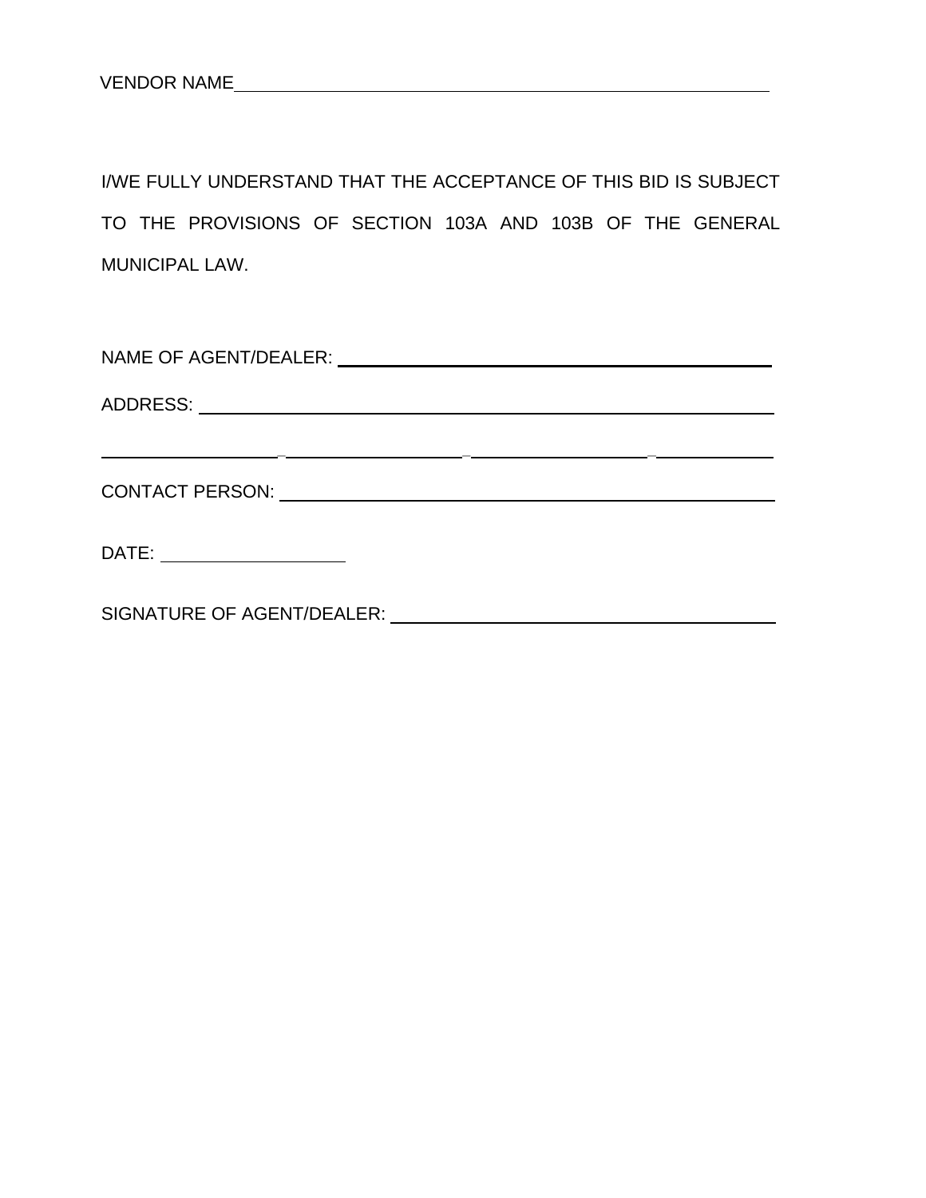VENDOR NAME_______________________________________________

I/WE FULLY UNDERSTAND THAT THE ACCEPTANCE OF THIS BID IS SUBJECT TO THE PROVISIONS OF SECTION 103A AND 103B OF THE GENERAL MUNICIPAL LAW.

NAME OF AGENT/DEALER: ________________________________________

ADDRESS: ________________________________________________

____________________________________________________________

CONTACT PERSON: __________________________________________

DATE: ________________

SIGNATURE OF AGENT/DEALER: ___________________________________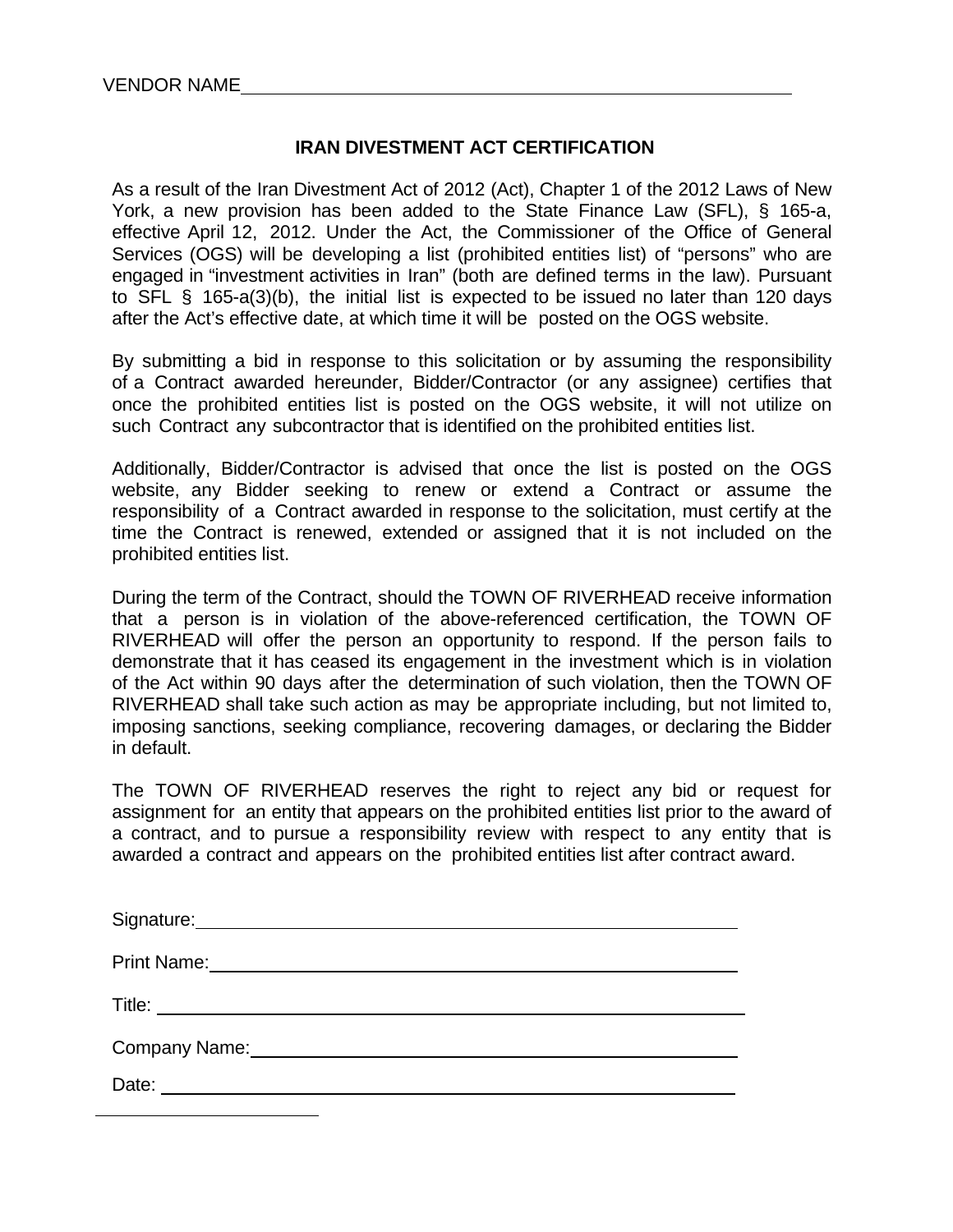VENDOR NAME\_\_\_\_\_\_\_\_\_\_\_\_\_\_\_\_\_\_\_\_\_\_\_\_\_\_\_\_\_\_\_\_\_\_\_\_\_\_\_\_\_\_\_\_\_\_\_\_\_\_\_\_

## IRAN DIVESTMENT ACT CERTIFICATION

As a result of the Iran Divestment Act of 2012 (Act), Chapter 1 of the 2012 Laws of New York, a new provision has been added to the State Finance Law (SFL), § 165-a, effective April 12, 2012. Under the Act, the Commissioner of the Office of General Services (OGS) will be developing a list (prohibited entities list) of "persons" who are engaged in "investment activities in Iran" (both are defined terms in the law). Pursuant to SFL § 165-a(3)(b), the initial list is expected to be issued no later than 120 days after the Act's effective date, at which time it will be posted on the OGS website.

By submitting a bid in response to this solicitation or by assuming the responsibility of a Contract awarded hereunder, Bidder/Contractor (or any assignee) certifies that once the prohibited entities list is posted on the OGS website, it will not utilize on such Contract any subcontractor that is identified on the prohibited entities list.

Additionally, Bidder/Contractor is advised that once the list is posted on the OGS website, any Bidder seeking to renew or extend a Contract or assume the responsibility of a Contract awarded in response to the solicitation, must certify at the time the Contract is renewed, extended or assigned that it is not included on the prohibited entities list.

During the term of the Contract, should the TOWN OF RIVERHEAD receive information that a person is in violation of the above-referenced certification, the TOWN OF RIVERHEAD will offer the person an opportunity to respond. If the person fails to demonstrate that it has ceased its engagement in the investment which is in violation of the Act within 90 days after the determination of such violation, then the TOWN OF RIVERHEAD shall take such action as may be appropriate including, but not limited to, imposing sanctions, seeking compliance, recovering damages, or declaring the Bidder in default.

The TOWN OF RIVERHEAD reserves the right to reject any bid or request for assignment for an entity that appears on the prohibited entities list prior to the award of a contract, and to pursue a responsibility review with respect to any entity that is awarded a contract and appears on the prohibited entities list after contract award.

Signature:\_\_\_\_\_\_\_\_\_\_\_\_\_\_\_\_\_\_\_\_\_\_\_\_\_\_\_\_\_\_\_\_\_\_\_\_\_\_\_\_\_\_\_\_

Print Name:\_\_\_\_\_\_\_\_\_\_\_\_\_\_\_\_\_\_\_\_\_\_\_\_\_\_\_\_\_\_\_\_\_\_\_\_\_\_\_\_\_\_

Title: \_\_\_\_\_\_\_\_\_\_\_\_\_\_\_\_\_\_\_\_\_\_\_\_\_\_\_\_\_\_\_\_\_\_\_\_\_\_\_\_\_\_\_\_\_\_\_\_

Company Name:\_\_\_\_\_\_\_\_\_\_\_\_\_\_\_\_\_\_\_\_\_\_\_\_\_\_\_\_\_\_\_\_\_\_\_\_\_\_\_

Date: \_\_\_\_\_\_\_\_\_\_\_\_\_\_\_\_\_\_\_\_\_\_\_\_\_\_\_\_\_\_\_\_\_\_\_\_\_\_\_\_\_\_\_\_\_\_\_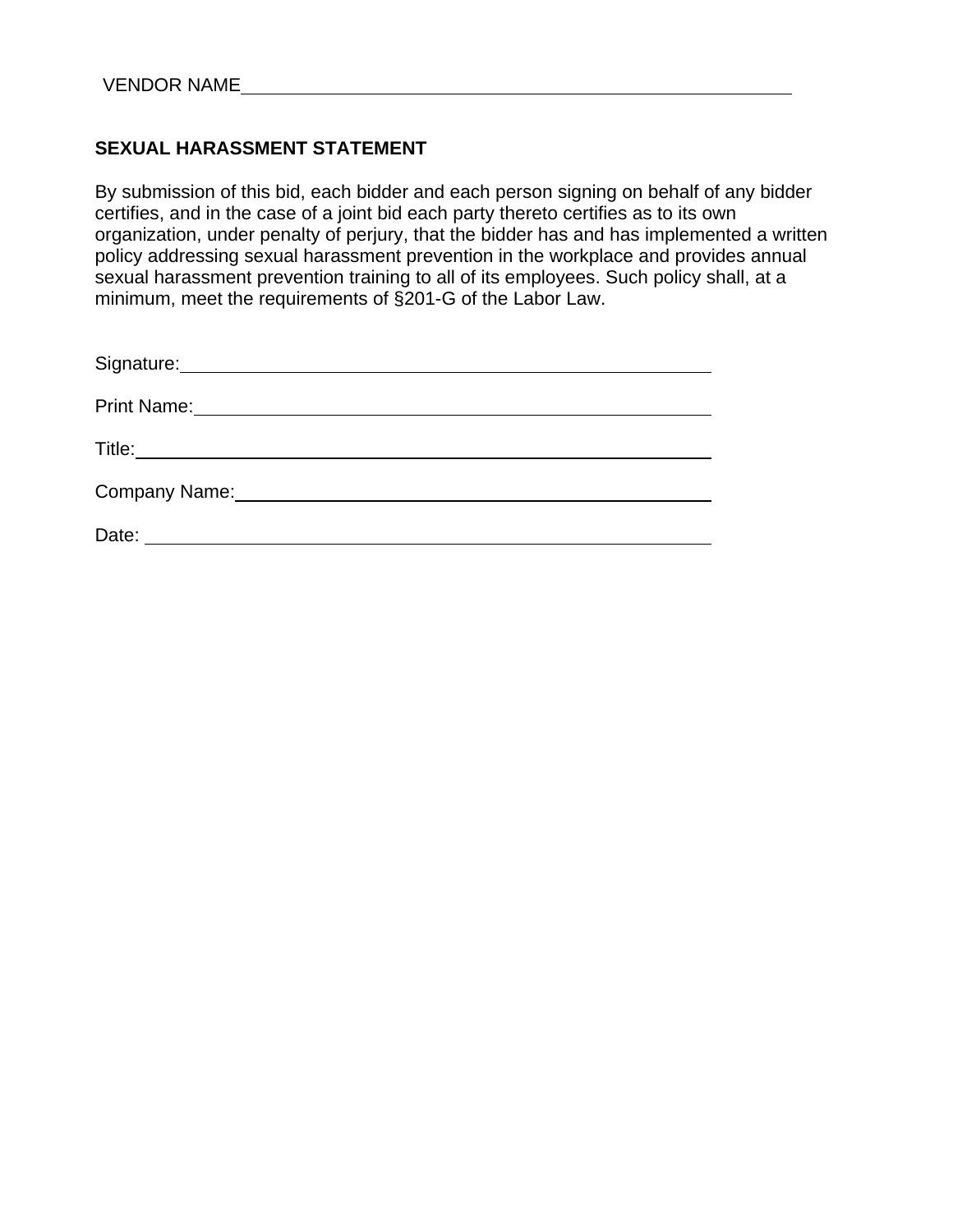VENDOR NAME______________________________________________

## SEXUAL HARASSMENT STATEMENT

By submission of this bid, each bidder and each person signing on behalf of any bidder certifies, and in the case of a joint bid each party thereto certifies as to its own organization, under penalty of perjury, that the bidder has and has implemented a written policy addressing sexual harassment prevention in the workplace and provides annual sexual harassment prevention training to all of its employees. Such policy shall, at a minimum, meet the requirements of §201-G of the Labor Law.

Signature:______________________________________________

Print Name:_____________________________________________

Title:__________________________________________________

Company Name:__________________________________________

Date: __________________________________________________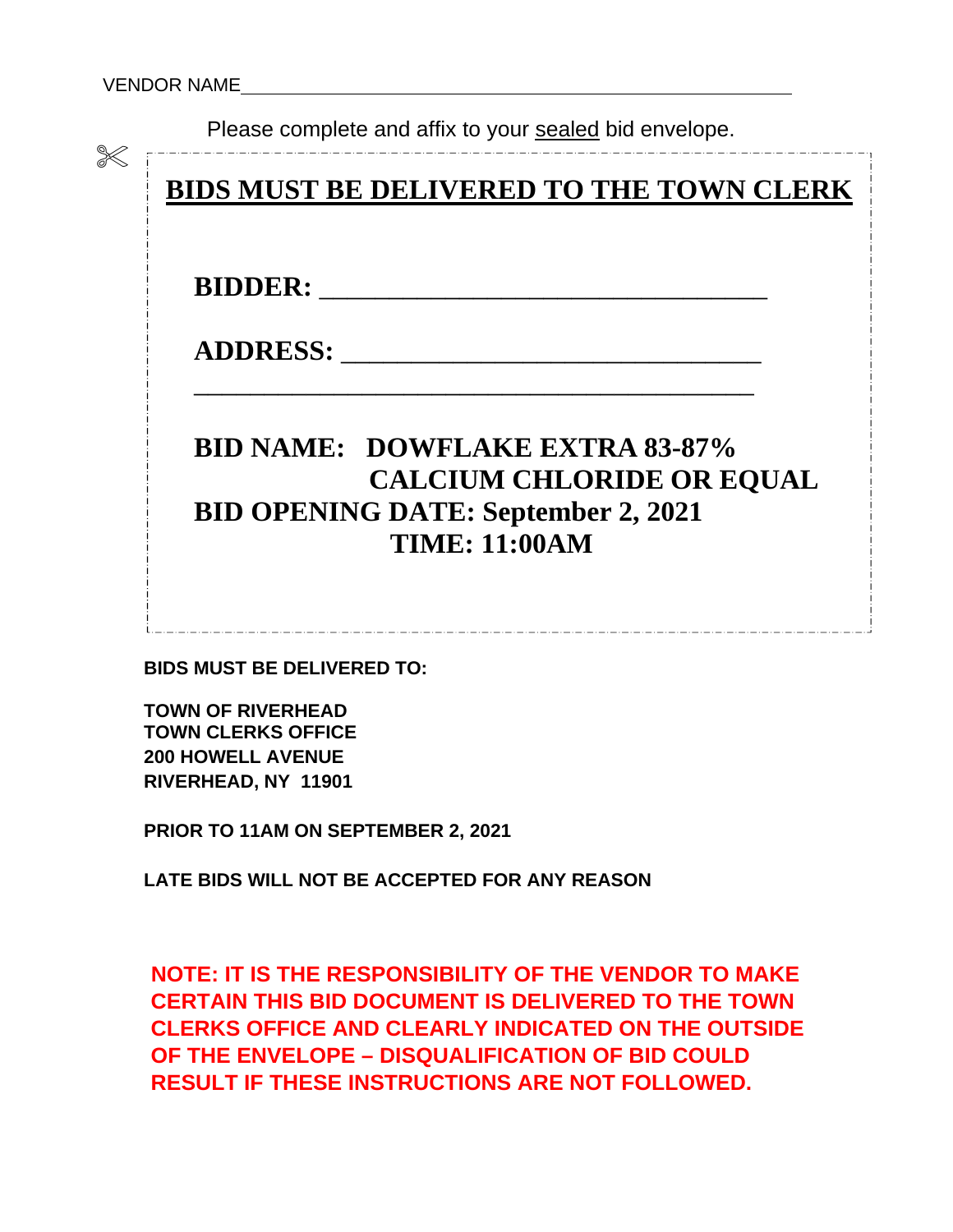VENDOR NAME_____________________________________________________

Please complete and affix to your sealed bid envelope.

## BIDS MUST BE DELIVERED TO THE TOWN CLERK

**BIDDER:** ________________________________

**ADDRESS:** ______________________________

________________________________________

**BID NAME: DOWFLAKE EXTRA 83-87% CALCIUM CHLORIDE OR EQUAL**

**BID OPENING DATE: September 2, 2021**

**TIME: 11:00AM**

**BIDS MUST BE DELIVERED TO:**

**TOWN OF RIVERHEAD**
**TOWN CLERKS OFFICE**
**200 HOWELL AVENUE**
**RIVERHEAD, NY 11901**

**PRIOR TO 11AM ON SEPTEMBER 2, 2021**

**LATE BIDS WILL NOT BE ACCEPTED FOR ANY REASON**

**NOTE: IT IS THE RESPONSIBILITY OF THE VENDOR TO MAKE CERTAIN THIS BID DOCUMENT IS DELIVERED TO THE TOWN CLERKS OFFICE AND CLEARLY INDICATED ON THE OUTSIDE OF THE ENVELOPE – DISQUALIFICATION OF BID COULD RESULT IF THESE INSTRUCTIONS ARE NOT FOLLOWED.**